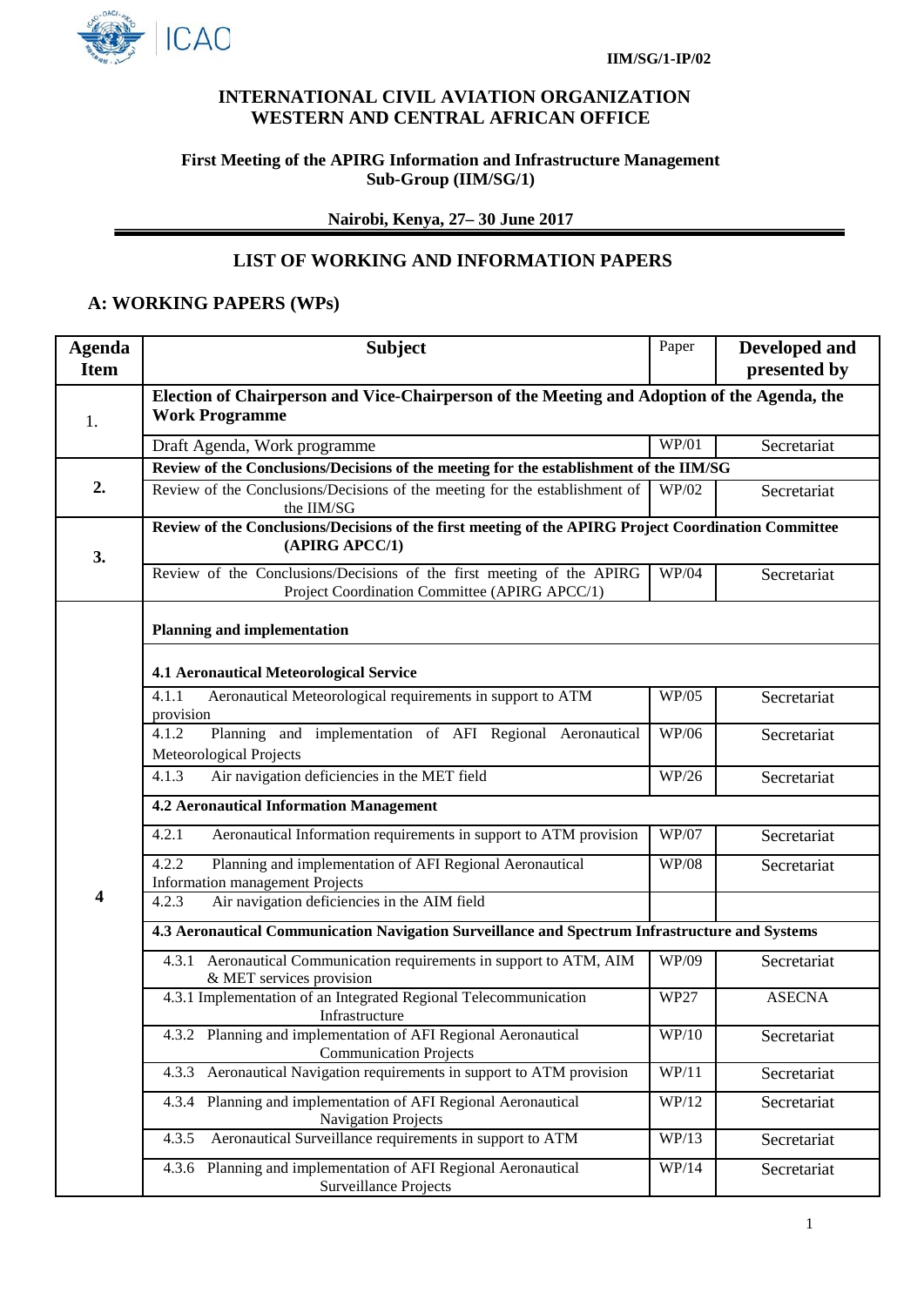IIM/SG/1-IP/02

# INTERNATIONAL CIVIL AVIATION ORGANIZATION
# WESTERN AND CENTRAL AFRICAN OFFICE

**First Meeting of the APIRG Information and Infrastructure Management Sub-Group (IIM/SG/1)**

**Nairobi, Kenya, 27– 30 June 2017**

## LIST OF WORKING AND INFORMATION PAPERS

## A: WORKING PAPERS (WPs)

| Agenda Item | Subject | Paper | Developed and presented by |
|---|---|---|---|
| 1. | **Election of Chairperson and Vice-Chairperson of the Meeting and Adoption of the Agenda, the Work Programme** | | |
| | Draft Agenda, Work programme | WP/01 | Secretariat |
| 2. | **Review of the Conclusions/Decisions of the meeting for the establishment of the IIM/SG** | | |
| | Review of the Conclusions/Decisions of the meeting for the establishment of the IIM/SG | WP/02 | Secretariat |
| 3. | **Review of the Conclusions/Decisions of the first meeting of the APIRG Project Coordination Committee (APIRG APCC/1)** | | |
| | Review of the Conclusions/Decisions of the first meeting of the APIRG Project Coordination Committee (APIRG APCC/1) | WP/04 | Secretariat |
| 4 | **Planning and implementation** | | |
| | **4.1 Aeronautical Meteorological Service** | | |
| | 4.1.1 Aeronautical Meteorological requirements in support to ATM provision | WP/05 | Secretariat |
| | 4.1.2 Planning and implementation of AFI Regional Aeronautical Meteorological Projects | WP/06 | Secretariat |
| | 4.1.3 Air navigation deficiencies in the MET field | WP/26 | Secretariat |
| | **4.2 Aeronautical Information Management** | | |
| | 4.2.1 Aeronautical Information requirements in support to ATM provision | WP/07 | Secretariat |
| | 4.2.2 Planning and implementation of AFI Regional Aeronautical Information management Projects | WP/08 | Secretariat |
| | 4.2.3 Air navigation deficiencies in the AIM field | | |
| | **4.3 Aeronautical Communication Navigation Surveillance and Spectrum Infrastructure and Systems** | | |
| | 4.3.1 Aeronautical Communication requirements in support to ATM, AIM & MET services provision | WP/09 | Secretariat |
| | 4.3.1 Implementation of an Integrated Regional Telecommunication Infrastructure | WP27 | ASECNA |
| | 4.3.2 Planning and implementation of AFI Regional Aeronautical Communication Projects | WP/10 | Secretariat |
| | 4.3.3 Aeronautical Navigation requirements in support to ATM provision | WP/11 | Secretariat |
| | 4.3.4 Planning and implementation of AFI Regional Aeronautical Navigation Projects | WP/12 | Secretariat |
| | 4.3.5 Aeronautical Surveillance requirements in support to ATM | WP/13 | Secretariat |
| | 4.3.6 Planning and implementation of AFI Regional Aeronautical Surveillance Projects | WP/14 | Secretariat |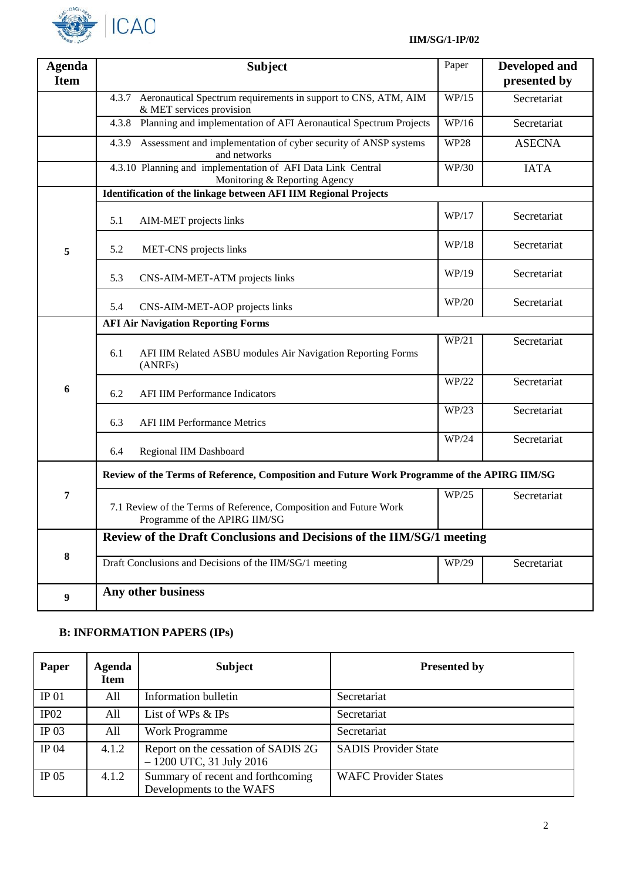| Agenda Item | Subject | Paper | Developed and presented by |
|---|---|---|---|
| | 4.3.7 Aeronautical Spectrum requirements in support to CNS, ATM, AIM & MET services provision | WP/15 | Secretariat |
| | 4.3.8 Planning and implementation of AFI Aeronautical Spectrum Projects | WP/16 | Secretariat |
| | 4.3.9 Assessment and implementation of cyber security of ANSP systems and networks | WP28 | ASECNA |
| | 4.3.10 Planning and implementation of AFI Data Link Central Monitoring & Reporting Agency | WP/30 | IATA |
| 5 | **Identification of the linkage between AFI IIM Regional Projects** | | |
| | 5.1 AIM-MET projects links | WP/17 | Secretariat |
| | 5.2 MET-CNS projects links | WP/18 | Secretariat |
| | 5.3 CNS-AIM-MET-ATM projects links | WP/19 | Secretariat |
| | 5.4 CNS-AIM-MET-AOP projects links | WP/20 | Secretariat |
| 6 | **AFI Air Navigation Reporting Forms** | | |
| | 6.1 AFI IIM Related ASBU modules Air Navigation Reporting Forms (ANRFs) | WP/21 | Secretariat |
| | 6.2 AFI IIM Performance Indicators | WP/22 | Secretariat |
| | 6.3 AFI IIM Performance Metrics | WP/23 | Secretariat |
| | 6.4 Regional IIM Dashboard | WP/24 | Secretariat |
| 7 | **Review of the Terms of Reference, Composition and Future Work Programme of the APIRG IIM/SG** | | |
| | 7.1 Review of the Terms of Reference, Composition and Future Work Programme of the APIRG IIM/SG | WP/25 | Secretariat |
| 8 | **Review of the Draft Conclusions and Decisions of the IIM/SG/1 meeting** | | |
| | Draft Conclusions and Decisions of the IIM/SG/1 meeting | WP/29 | Secretariat |
| 9 | **Any other business** | | |

## B: INFORMATION PAPERS (IPs)

| Paper | Agenda Item | Subject | Presented by |
|---|---|---|---|
| IP 01 | All | Information bulletin | Secretariat |
| IP02 | All | List of WPs & IPs | Secretariat |
| IP 03 | All | Work Programme | Secretariat |
| IP 04 | 4.1.2 | Report on the cessation of SADIS 2G – 1200 UTC, 31 July 2016 | SADIS Provider State |
| IP 05 | 4.1.2 | Summary of recent and forthcoming Developments to the WAFS | WAFC Provider States |